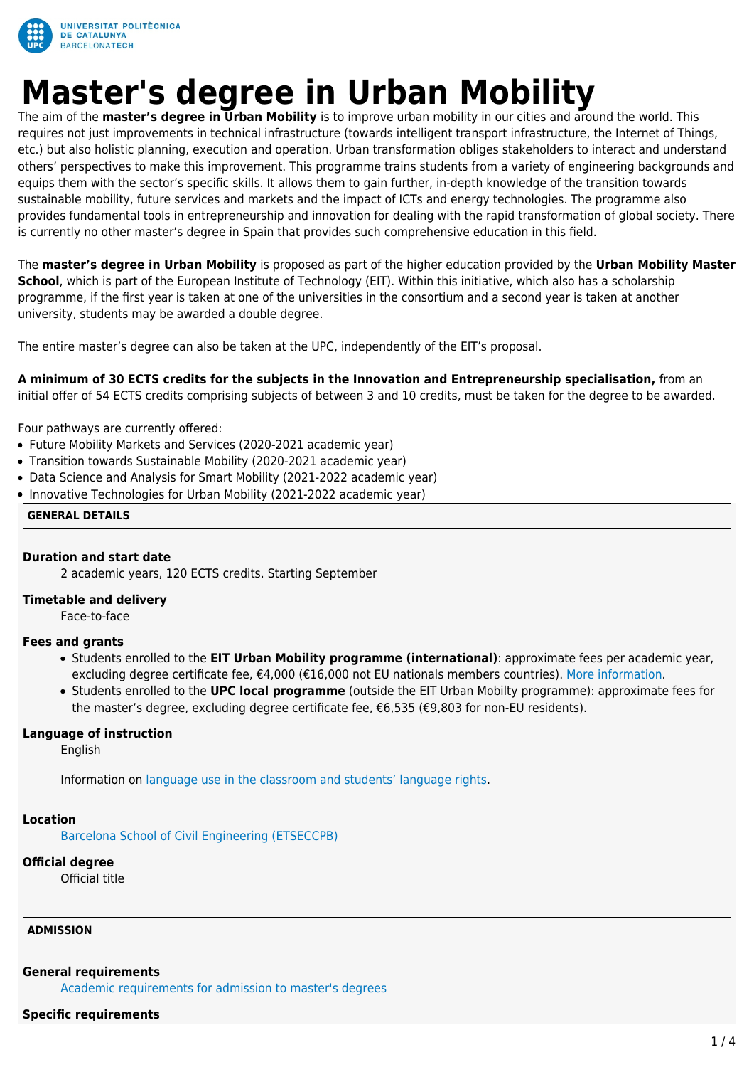# Master's degree in Urban Mobility

The aim of the **master's degree in Urban Mobility** is to improve urban mobility in our cities and around the world. This requires not just improvements in technical infrastructure (towards intelligent transport infrastructure, the Internet of Things, etc.) but also holistic planning, execution and operation. Urban transformation obliges stakeholders to interact and understand others' perspectives to make this improvement. This programme trains students from a variety of engineering backgrounds and equips them with the sector's specific skills. It allows them to gain further, in-depth knowledge of the transition towards sustainable mobility, future services and markets and the impact of ICTs and energy technologies. The programme also provides fundamental tools in entrepreneurship and innovation for dealing with the rapid transformation of global society. There is currently no other master's degree in Spain that provides such comprehensive education in this field.

The **master's degree in Urban Mobility** is proposed as part of the higher education provided by the **Urban Mobility Master School**, which is part of the European Institute of Technology (EIT). Within this initiative, which also has a scholarship programme, if the first year is taken at one of the universities in the consortium and a second year is taken at another university, students may be awarded a double degree.

The entire master's degree can also be taken at the UPC, independently of the EIT's proposal.

**A minimum of 30 ECTS credits for the subjects in the Innovation and Entrepreneurship specialisation,** from an initial offer of 54 ECTS credits comprising subjects of between 3 and 10 credits, must be taken for the degree to be awarded.

Four pathways are currently offered:

- Future Mobility Markets and Services (2020-2021 academic year)
- Transition towards Sustainable Mobility (2020-2021 academic year)
- Data Science and Analysis for Smart Mobility (2021-2022 academic year)
- Innovative Technologies for Urban Mobility (2021-2022 academic year)

## GENERAL DETAILS

**Duration and start date**

2 academic years, 120 ECTS credits. Starting September

**Timetable and delivery**

Face-to-face

**Fees and grants**

- Students enrolled to the **EIT Urban Mobility programme (international)**: approximate fees per academic year, excluding degree certificate fee, €4,000 (€16,000 not EU nationals members countries). More information.
- Students enrolled to the **UPC local programme** (outside the EIT Urban Mobilty programme): approximate fees for the master's degree, excluding degree certificate fee, €6,535 (€9,803 for non-EU residents).

**Language of instruction**

English

Information on language use in the classroom and students' language rights.

**Location**

Barcelona School of Civil Engineering (ETSECCPB)

**Official degree**

Official title

## ADMISSION

**General requirements**

Academic requirements for admission to master's degrees

**Specific requirements**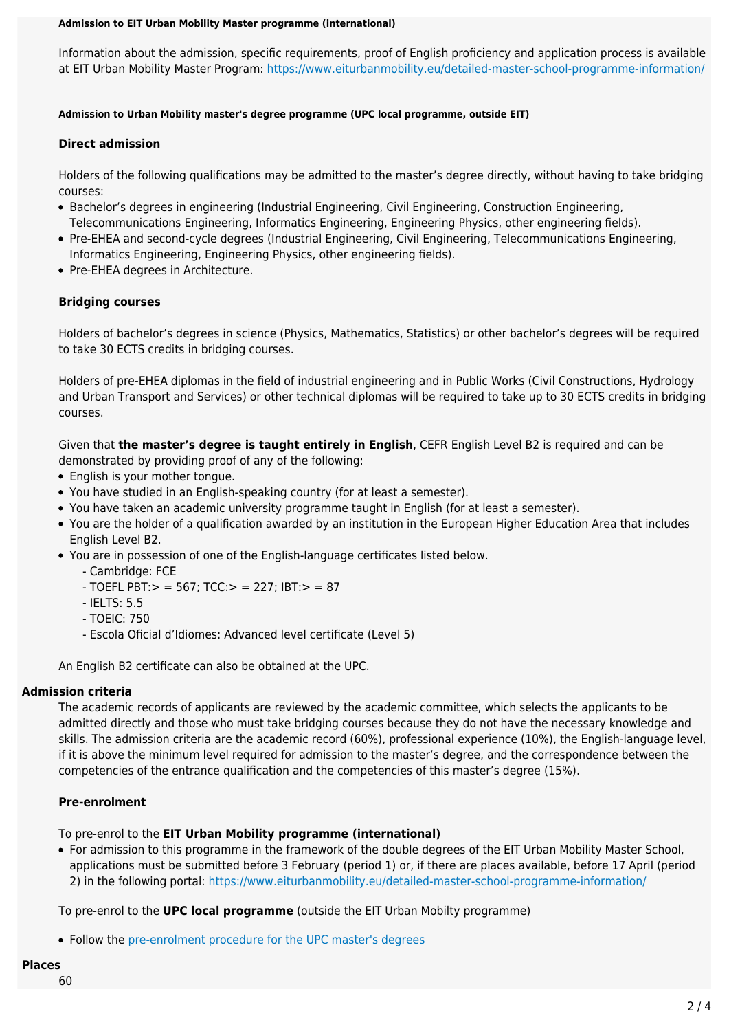#### Admission to EIT Urban Mobility Master programme (international)

Information about the admission, specific requirements, proof of English proficiency and application process is available at EIT Urban Mobility Master Program: https://www.eiturbanmobility.eu/detailed-master-school-programme-information/

#### Admission to Urban Mobility master's degree programme (UPC local programme, outside EIT)

**Direct admission**

Holders of the following qualifications may be admitted to the master's degree directly, without having to take bridging courses:

- Bachelor's degrees in engineering (Industrial Engineering, Civil Engineering, Construction Engineering, Telecommunications Engineering, Informatics Engineering, Engineering Physics, other engineering fields).
- Pre-EHEA and second-cycle degrees (Industrial Engineering, Civil Engineering, Telecommunications Engineering, Informatics Engineering, Engineering Physics, other engineering fields).
- Pre-EHEA degrees in Architecture.

**Bridging courses**

Holders of bachelor's degrees in science (Physics, Mathematics, Statistics) or other bachelor's degrees will be required to take 30 ECTS credits in bridging courses.

Holders of pre-EHEA diplomas in the field of industrial engineering and in Public Works (Civil Constructions, Hydrology and Urban Transport and Services) or other technical diplomas will be required to take up to 30 ECTS credits in bridging courses.

Given that **the master's degree is taught entirely in English**, CEFR English Level B2 is required and can be demonstrated by providing proof of any of the following:

- English is your mother tongue.
- You have studied in an English-speaking country (for at least a semester).
- You have taken an academic university programme taught in English (for at least a semester).
- You are the holder of a qualification awarded by an institution in the European Higher Education Area that includes English Level B2.
- You are in possession of one of the English-language certificates listed below.
  - Cambridge: FCE
  - TOEFL PBT:> = 567; TCC:> = 227; IBT:> = 87
  - IELTS: 5.5
  - TOEIC: 750
  - Escola Oficial d'Idiomes: Advanced level certificate (Level 5)

An English B2 certificate can also be obtained at the UPC.

### Admission criteria

The academic records of applicants are reviewed by the academic committee, which selects the applicants to be admitted directly and those who must take bridging courses because they do not have the necessary knowledge and skills. The admission criteria are the academic record (60%), professional experience (10%), the English-language level, if it is above the minimum level required for admission to the master's degree, and the correspondence between the competencies of the entrance qualification and the competencies of this master's degree (15%).

**Pre-enrolment**

To pre-enrol to the **EIT Urban Mobility programme (international)**

- For admission to this programme in the framework of the double degrees of the EIT Urban Mobility Master School, applications must be submitted before 3 February (period 1) or, if there are places available, before 17 April (period 2) in the following portal: https://www.eiturbanmobility.eu/detailed-master-school-programme-information/

To pre-enrol to the **UPC local programme** (outside the EIT Urban Mobilty programme)

- Follow the pre-enrolment procedure for the UPC master's degrees

### Places

60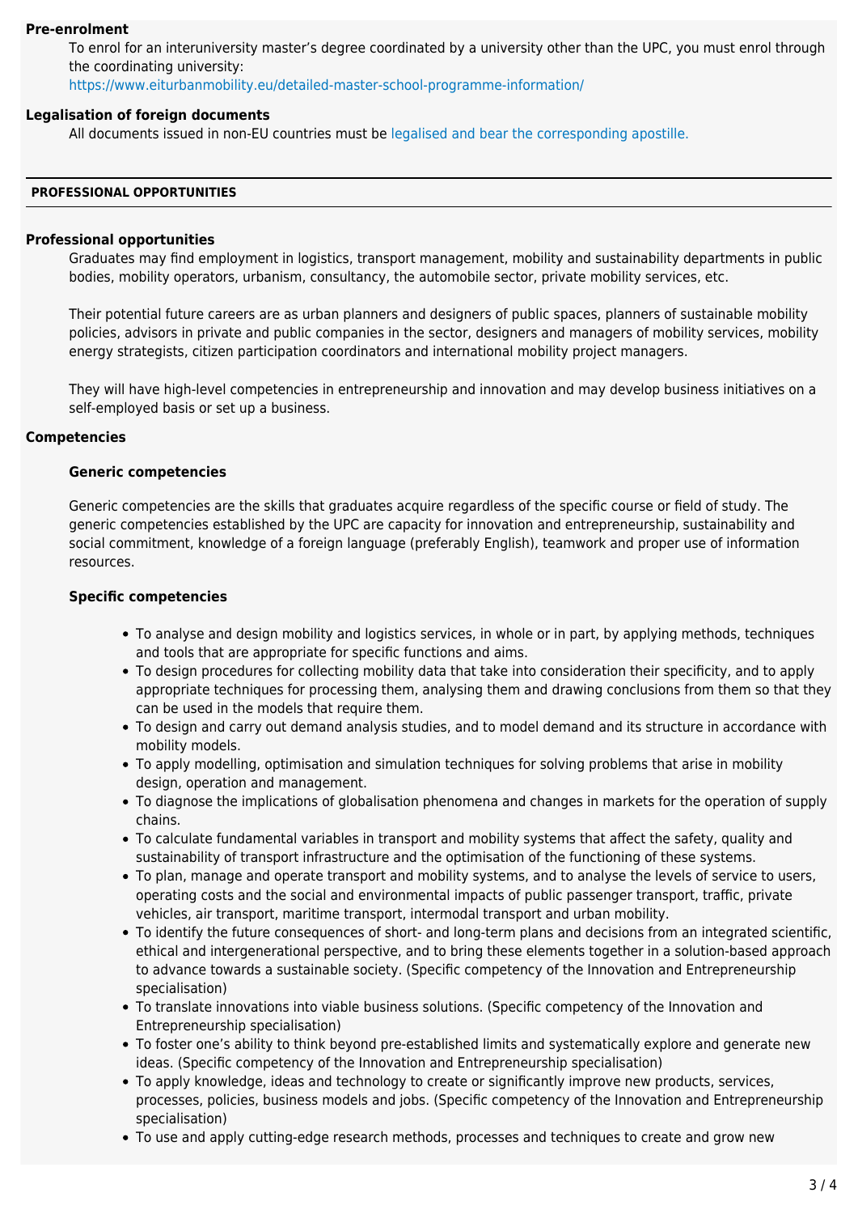**Pre-enrolment**

To enrol for an interuniversity master's degree coordinated by a university other than the UPC, you must enrol through the coordinating university:
https://www.eiturbanmobility.eu/detailed-master-school-programme-information/

**Legalisation of foreign documents**

All documents issued in non-EU countries must be legalised and bear the corresponding apostille.

## PROFESSIONAL OPPORTUNITIES

**Professional opportunities**

Graduates may find employment in logistics, transport management, mobility and sustainability departments in public bodies, mobility operators, urbanism, consultancy, the automobile sector, private mobility services, etc.

Their potential future careers are as urban planners and designers of public spaces, planners of sustainable mobility policies, advisors in private and public companies in the sector, designers and managers of mobility services, mobility energy strategists, citizen participation coordinators and international mobility project managers.

They will have high-level competencies in entrepreneurship and innovation and may develop business initiatives on a self-employed basis or set up a business.

**Competencies**

**Generic competencies**

Generic competencies are the skills that graduates acquire regardless of the specific course or field of study. The generic competencies established by the UPC are capacity for innovation and entrepreneurship, sustainability and social commitment, knowledge of a foreign language (preferably English), teamwork and proper use of information resources.

**Specific competencies**

- To analyse and design mobility and logistics services, in whole or in part, by applying methods, techniques and tools that are appropriate for specific functions and aims.
- To design procedures for collecting mobility data that take into consideration their specificity, and to apply appropriate techniques for processing them, analysing them and drawing conclusions from them so that they can be used in the models that require them.
- To design and carry out demand analysis studies, and to model demand and its structure in accordance with mobility models.
- To apply modelling, optimisation and simulation techniques for solving problems that arise in mobility design, operation and management.
- To diagnose the implications of globalisation phenomena and changes in markets for the operation of supply chains.
- To calculate fundamental variables in transport and mobility systems that affect the safety, quality and sustainability of transport infrastructure and the optimisation of the functioning of these systems.
- To plan, manage and operate transport and mobility systems, and to analyse the levels of service to users, operating costs and the social and environmental impacts of public passenger transport, traffic, private vehicles, air transport, maritime transport, intermodal transport and urban mobility.
- To identify the future consequences of short- and long-term plans and decisions from an integrated scientific, ethical and intergenerational perspective, and to bring these elements together in a solution-based approach to advance towards a sustainable society. (Specific competency of the Innovation and Entrepreneurship specialisation)
- To translate innovations into viable business solutions. (Specific competency of the Innovation and Entrepreneurship specialisation)
- To foster one's ability to think beyond pre-established limits and systematically explore and generate new ideas. (Specific competency of the Innovation and Entrepreneurship specialisation)
- To apply knowledge, ideas and technology to create or significantly improve new products, services, processes, policies, business models and jobs. (Specific competency of the Innovation and Entrepreneurship specialisation)
- To use and apply cutting-edge research methods, processes and techniques to create and grow new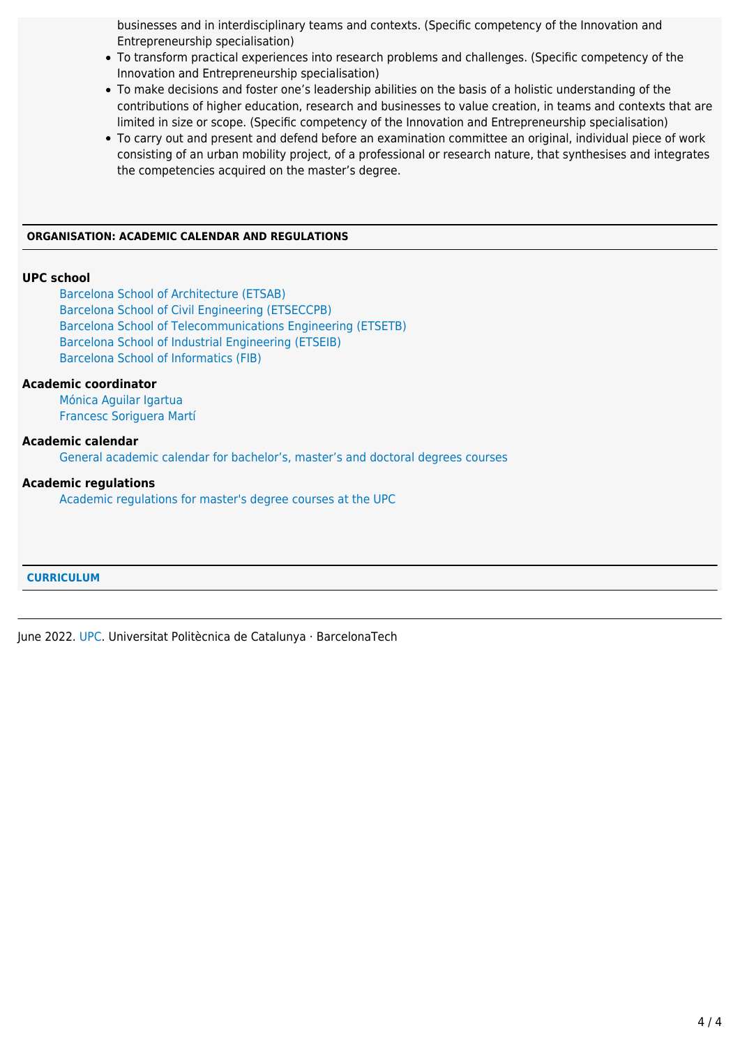businesses and in interdisciplinary teams and contexts. (Specific competency of the Innovation and Entrepreneurship specialisation)

- To transform practical experiences into research problems and challenges. (Specific competency of the Innovation and Entrepreneurship specialisation)
- To make decisions and foster one's leadership abilities on the basis of a holistic understanding of the contributions of higher education, research and businesses to value creation, in teams and contexts that are limited in size or scope. (Specific competency of the Innovation and Entrepreneurship specialisation)
- To carry out and present and defend before an examination committee an original, individual piece of work consisting of an urban mobility project, of a professional or research nature, that synthesises and integrates the competencies acquired on the master's degree.

## ORGANISATION: ACADEMIC CALENDAR AND REGULATIONS

**UPC school**

Barcelona School of Architecture (ETSAB)
Barcelona School of Civil Engineering (ETSECCPB)
Barcelona School of Telecommunications Engineering (ETSETB)
Barcelona School of Industrial Engineering (ETSEIB)
Barcelona School of Informatics (FIB)

**Academic coordinator**

Mónica Aguilar Igartua
Francesc Soriguera Martí

**Academic calendar**

General academic calendar for bachelor's, master's and doctoral degrees courses

**Academic regulations**

Academic regulations for master's degree courses at the UPC

## CURRICULUM

June 2022. UPC. Universitat Politècnica de Catalunya · BarcelonaTech